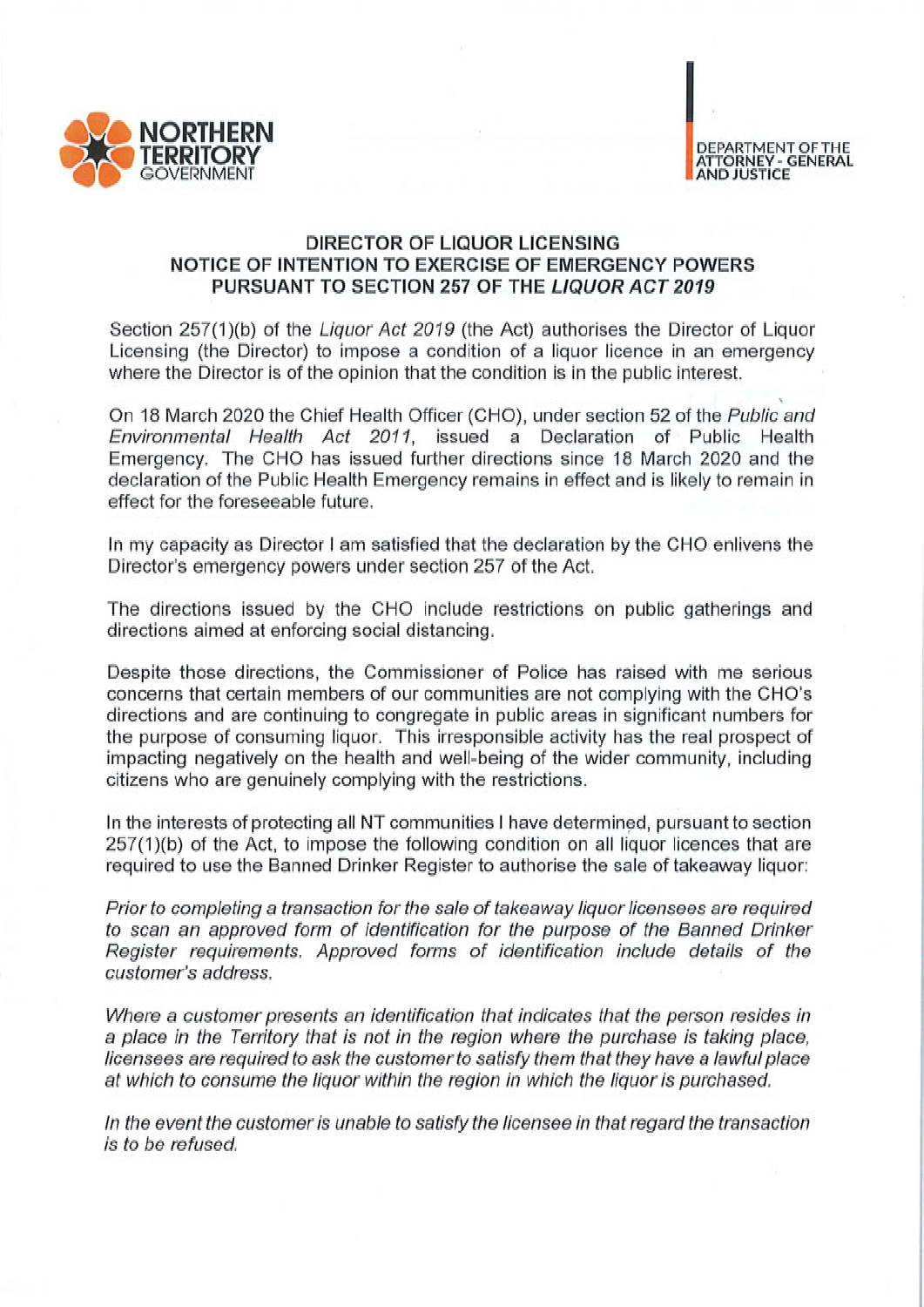NORTHERN TERRITORY GOVERNMENT

DEPARTMENT OF THE ATTORNEY - GENERAL AND JUSTICE

## DIRECTOR OF LIQUOR LICENSING NOTICE OF INTENTION TO EXERCISE OF EMERGENCY POWERS PURSUANT TO SECTION 257 OF THE *LIQUOR ACT 2019*

Section 257(1)(b) of the *Liquor Act 2019* (the Act) authorises the Director of Liquor Licensing (the Director) to impose a condition of a liquor licence in an emergency where the Director is of the opinion that the condition is in the public interest.

On 18 March 2020 the Chief Health Officer (CHO), under section 52 of the *Public and Environmental Health Act 2011*, issued a Declaration of Public Health Emergency. The CHO has issued further directions since 18 March 2020 and the declaration of the Public Health Emergency remains in effect and is likely to remain in effect for the foreseeable future.

In my capacity as Director I am satisfied that the declaration by the CHO enlivens the Director's emergency powers under section 257 of the Act.

The directions issued by the CHO include restrictions on public gatherings and directions aimed at enforcing social distancing.

Despite those directions, the Commissioner of Police has raised with me serious concerns that certain members of our communities are not complying with the CHO's directions and are continuing to congregate in public areas in significant numbers for the purpose of consuming liquor. This irresponsible activity has the real prospect of impacting negatively on the health and well-being of the wider community, including citizens who are genuinely complying with the restrictions.

In the interests of protecting all NT communities I have determined, pursuant to section 257(1)(b) of the Act, to impose the following condition on all liquor licences that are required to use the Banned Drinker Register to authorise the sale of takeaway liquor:

*Prior to completing a transaction for the sale of takeaway liquor licensees are required to scan an approved form of identification for the purpose of the Banned Drinker Register requirements. Approved forms of identification include details of the customer's address.*

*Where a customer presents an identification that indicates that the person resides in a place in the Territory that is not in the region where the purchase is taking place, licensees are required to ask the customer to satisfy them that they have a lawful place at which to consume the liquor within the region in which the liquor is purchased.*

*In the event the customer is unable to satisfy the licensee in that regard the transaction is to be refused.*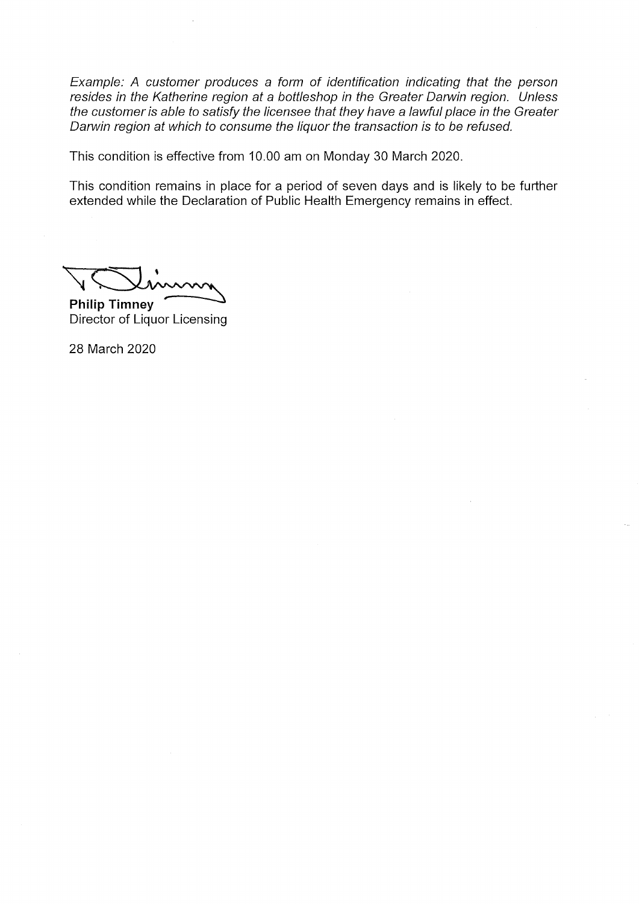*Example: A customer produces a form of identification indicating that the person resides in the Katherine region at a bottleshop in the Greater Darwin region. Unless the customer is able to satisfy the licensee that they have a lawful place in the Greater Darwin region at which to consume the liquor the transaction is to be refused.*

This condition is effective from 10.00 am on Monday 30 March 2020.

This condition remains in place for a period of seven days and is likely to be further extended while the Declaration of Public Health Emergency remains in effect.

**Philip Timney**
Director of Liquor Licensing

28 March 2020